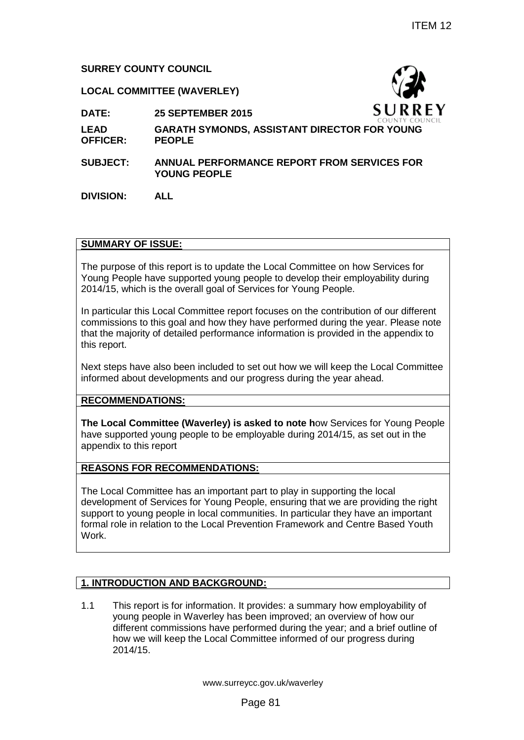ITEM 12

**SURREY COUNTY COUNCIL**

**LOCAL COMMITTEE (WAVERLEY)**

**DATE:** **25 SEPTEMBER 2015**

**LEAD OFFICER:** **GARATH SYMONDS, ASSISTANT DIRECTOR FOR YOUNG PEOPLE**

**SUBJECT:** **ANNUAL PERFORMANCE REPORT FROM SERVICES FOR YOUNG PEOPLE**

**DIVISION:** **ALL**

**SUMMARY OF ISSUE:**

The purpose of this report is to update the Local Committee on how Services for Young People have supported young people to develop their employability during 2014/15, which is the overall goal of Services for Young People.

In particular this Local Committee report focuses on the contribution of our different commissions to this goal and how they have performed during the year. Please note that the majority of detailed performance information is provided in the appendix to this report.

Next steps have also been included to set out how we will keep the Local Committee informed about developments and our progress during the year ahead.

**RECOMMENDATIONS:**

**The Local Committee (Waverley) is asked to note h**ow Services for Young People have supported young people to be employable during 2014/15, as set out in the appendix to this report

**REASONS FOR RECOMMENDATIONS:**

The Local Committee has an important part to play in supporting the local development of Services for Young People, ensuring that we are providing the right support to young people in local communities. In particular they have an important formal role in relation to the Local Prevention Framework and Centre Based Youth Work.

## 1. INTRODUCTION AND BACKGROUND:

1.1 This report is for information. It provides: a summary how employability of young people in Waverley has been improved; an overview of how our different commissions have performed during the year; and a brief outline of how we will keep the Local Committee informed of our progress during 2014/15.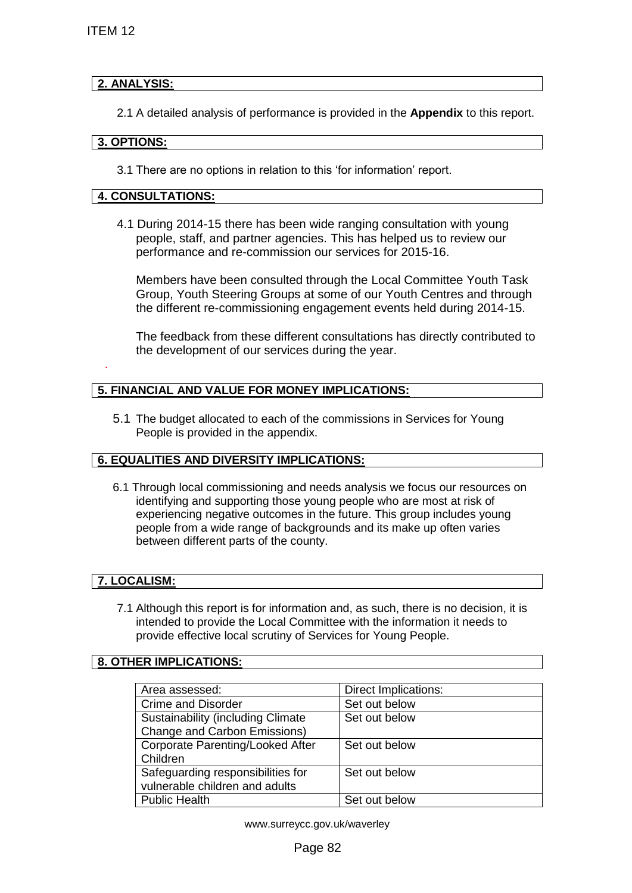## 2. ANALYSIS:

2.1 A detailed analysis of performance is provided in the **Appendix** to this report.

## 3. OPTIONS:

3.1 There are no options in relation to this 'for information' report.

## 4. CONSULTATIONS:

4.1 During 2014-15 there has been wide ranging consultation with young people, staff, and partner agencies. This has helped us to review our performance and re-commission our services for 2015-16.

Members have been consulted through the Local Committee Youth Task Group, Youth Steering Groups at some of our Youth Centres and through the different re-commissioning engagement events held during 2014-15.

The feedback from these different consultations has directly contributed to the development of our services during the year.

## 5. FINANCIAL AND VALUE FOR MONEY IMPLICATIONS:

5.1 The budget allocated to each of the commissions in Services for Young People is provided in the appendix.

## 6. EQUALITIES AND DIVERSITY IMPLICATIONS:

6.1 Through local commissioning and needs analysis we focus our resources on identifying and supporting those young people who are most at risk of experiencing negative outcomes in the future. This group includes young people from a wide range of backgrounds and its make up often varies between different parts of the county.

## 7. LOCALISM:

7.1 Although this report is for information and, as such, there is no decision, it is intended to provide the Local Committee with the information it needs to provide effective local scrutiny of Services for Young People.

## 8. OTHER IMPLICATIONS:

| Area assessed: | Direct Implications: |
|---|---|
| Crime and Disorder | Set out below |
| Sustainability (including Climate Change and Carbon Emissions) | Set out below |
| Corporate Parenting/Looked After Children | Set out below |
| Safeguarding responsibilities for vulnerable children and adults | Set out below |
| Public Health | Set out below |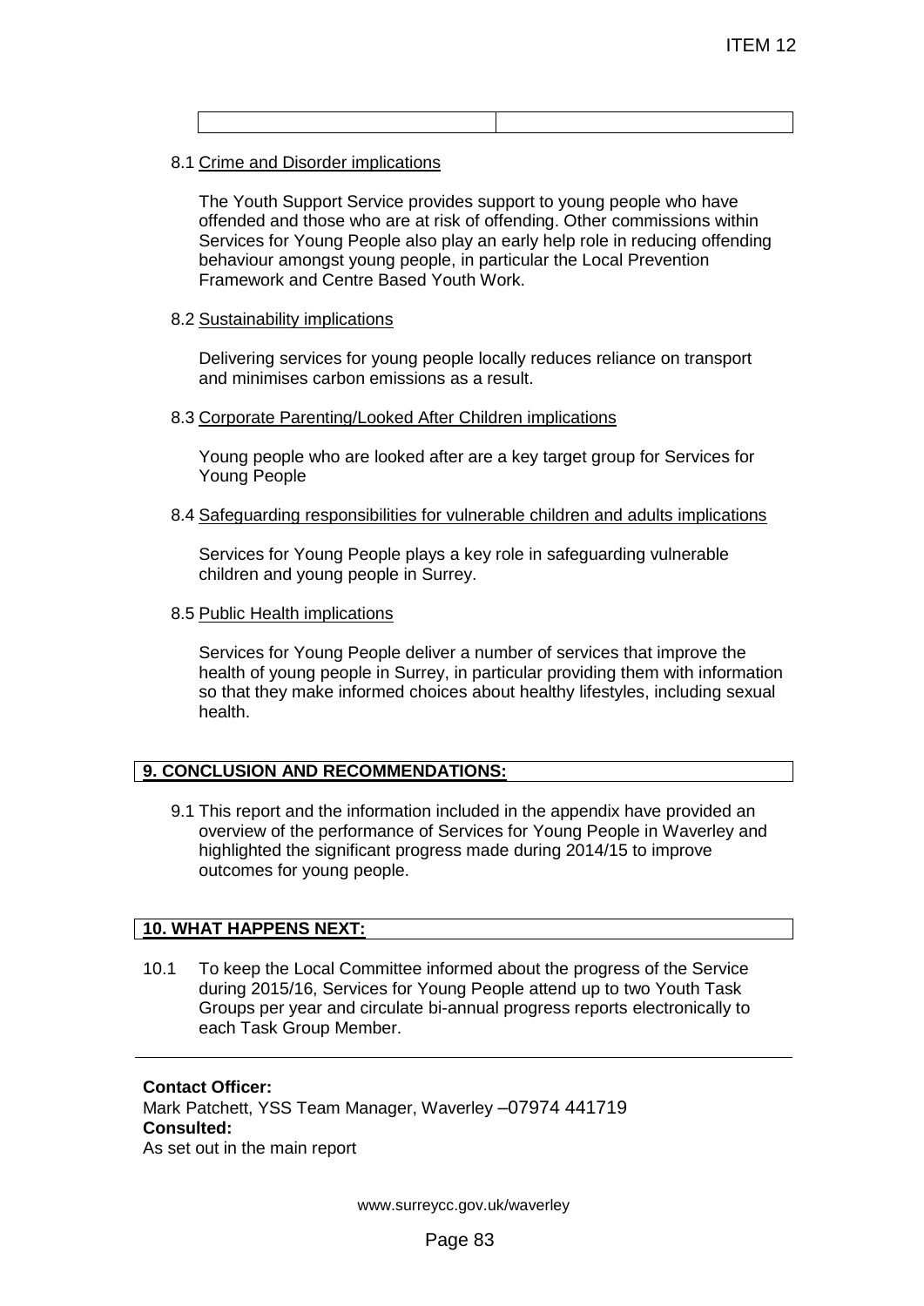| | |
|---|---|

8.1 Crime and Disorder implications

The Youth Support Service provides support to young people who have offended and those who are at risk of offending. Other commissions within Services for Young People also play an early help role in reducing offending behaviour amongst young people, in particular the Local Prevention Framework and Centre Based Youth Work.

8.2 Sustainability implications

Delivering services for young people locally reduces reliance on transport and minimises carbon emissions as a result.

8.3 Corporate Parenting/Looked After Children implications

Young people who are looked after are a key target group for Services for Young People

8.4 Safeguarding responsibilities for vulnerable children and adults implications

Services for Young People plays a key role in safeguarding vulnerable children and young people in Surrey.

8.5 Public Health implications

Services for Young People deliver a number of services that improve the health of young people in Surrey, in particular providing them with information so that they make informed choices about healthy lifestyles, including sexual health.

## 9. CONCLUSION AND RECOMMENDATIONS:

9.1 This report and the information included in the appendix have provided an overview of the performance of Services for Young People in Waverley and highlighted the significant progress made during 2014/15 to improve outcomes for young people.

## 10. WHAT HAPPENS NEXT:

10.1 To keep the Local Committee informed about the progress of the Service during 2015/16, Services for Young People attend up to two Youth Task Groups per year and circulate bi-annual progress reports electronically to each Task Group Member.

---

**Contact Officer:**
Mark Patchett, YSS Team Manager, Waverley –07974 441719
**Consulted:**
As set out in the main report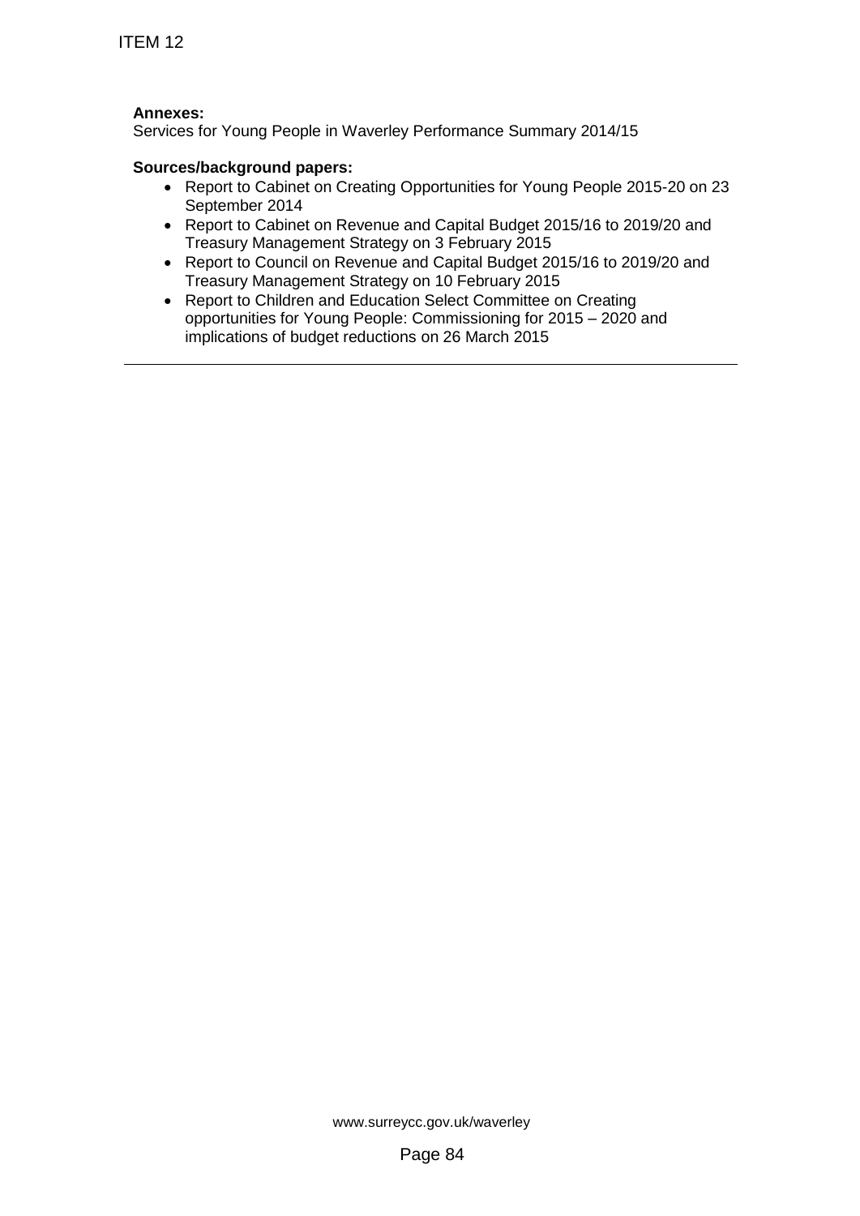**Annexes:**
Services for Young People in Waverley Performance Summary 2014/15

**Sources/background papers:**

- Report to Cabinet on Creating Opportunities for Young People 2015-20 on 23 September 2014
- Report to Cabinet on Revenue and Capital Budget 2015/16 to 2019/20 and Treasury Management Strategy on 3 February 2015
- Report to Council on Revenue and Capital Budget 2015/16 to 2019/20 and Treasury Management Strategy on 10 February 2015
- Report to Children and Education Select Committee on Creating opportunities for Young People: Commissioning for 2015 – 2020 and implications of budget reductions on 26 March 2015

---